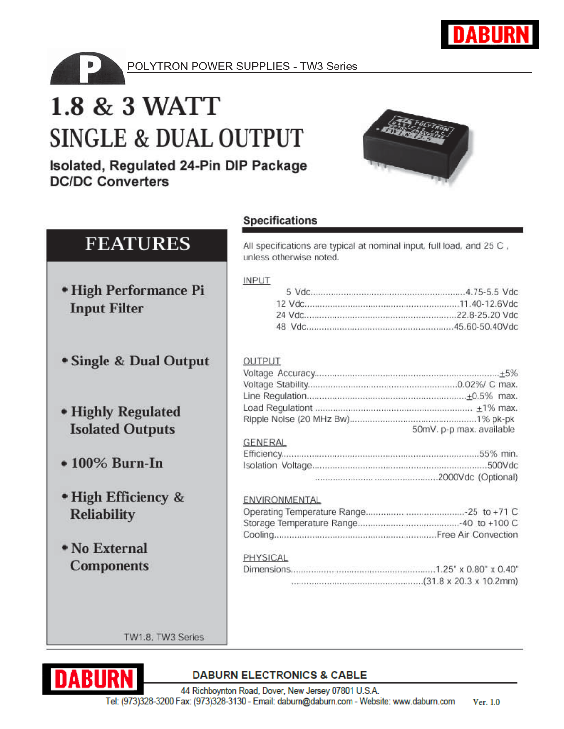DABURN

POLYTRON POWER SUPPLIES - TW3 Series

# 1.8 & 3 WATT

# SINGLE & DUAL OUTPUT

**Isolated, Regulated 24-Pin DIP Package**
**DC/DC Converters**

## FEATURES

- **High Performance Pi Input Filter**
- **Single & Dual Output**
- **Highly Regulated Isolated Outputs**
- **100% Burn-In**
- **High Efficiency & Reliability**
- **No External Components**

TW1.8, TW3 Series

## Specifications

All specifications are typical at nominal input, full load, and 25 C , unless otherwise noted.

### INPUT

| | |
|---|---|
| 5 Vdc | 4.75-5.5 Vdc |
| 12 Vdc | 11.40-12.6Vdc |
| 24 Vdc | 22.8-25.20 Vdc |
| 48 Vdc | 45.60-50.40Vdc |

### OUTPUT

| | |
|---|---|
| Voltage Accuracy | ±5% |
| Voltage Stability | 0.02%/ C max. |
| Line Regulation | ±0.5% max. |
| Load Regulationt | ±1% max. |
| Ripple Noise (20 MHz Bw) | 1% pk-pk<br>50mV. p-p max. available |

### GENERAL

| | |
|---|---|
| Efficiency | 55% min. |
| Isolation Voltage | 500Vdc<br>2000Vdc (Optional) |

### ENVIRONMENTAL

| | |
|---|---|
| Operating Temperature Range | -25 to +71 C |
| Storage Temperature Range | -40 to +100 C |
| Cooling | Free Air Convection |

### PHYSICAL

| | |
|---|---|
| Dimensions | 1.25" x 0.80" x 0.40"<br>(31.8 x 20.3 x 10.2mm) |

DABURN

**DABURN ELECTRONICS & CABLE**

44 Richboynton Road, Dover, New Jersey 07801 U.S.A.
Tel: (973)328-3200 Fax: (973)328-3130 - Email: daburn@daburn.com - Website: www.daburn.com

Ver. 1.0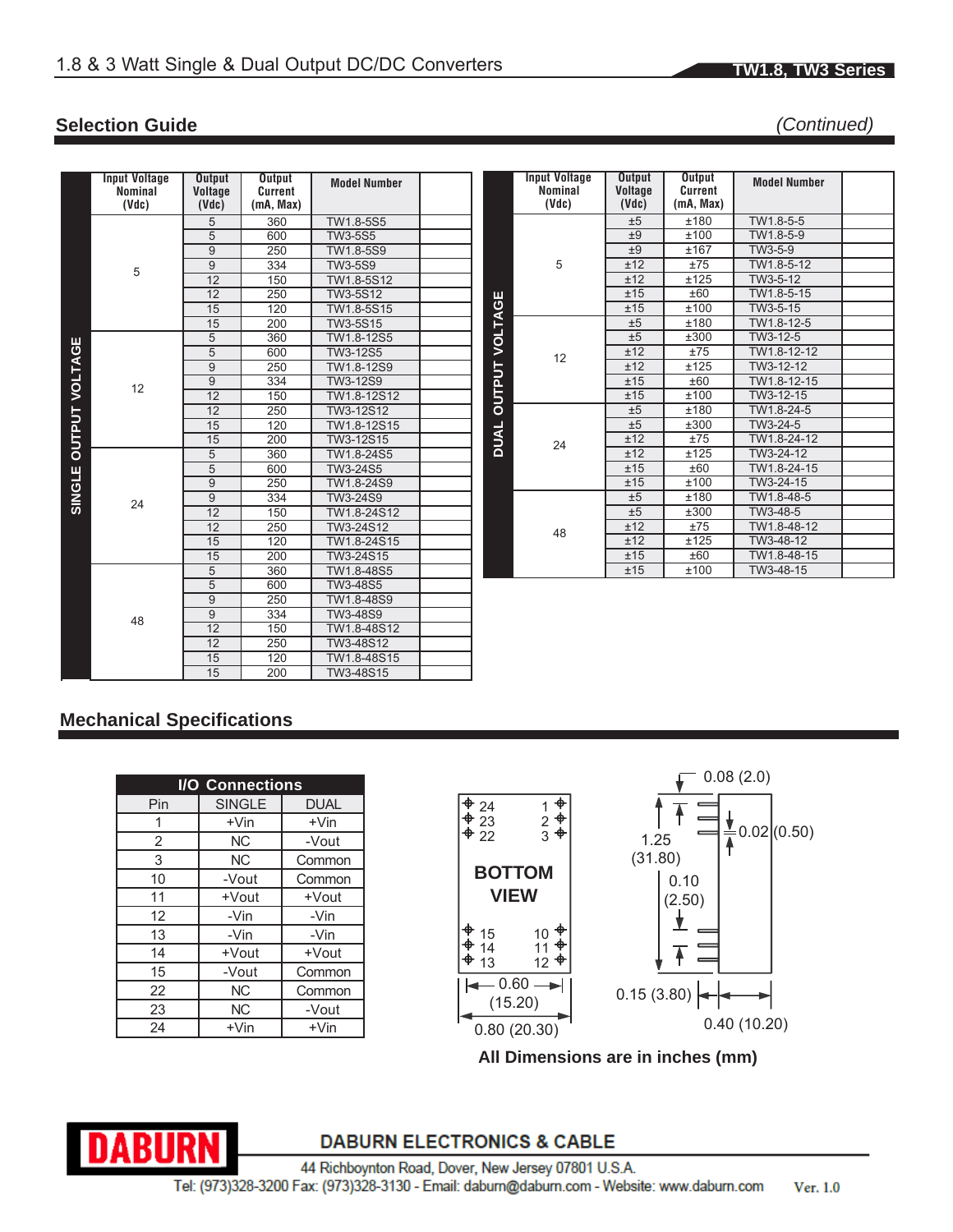## Selection Guide

*(Continued)*

| SINGLE OUTPUT VOLTAGE | Input Voltage Nominal (Vdc) | Output Voltage (Vdc) | Output Current (mA, Max) | Model Number |
|---|---|---|---|---|
| | 5 | 5 | 360 | TW1.8-5S5 |
| | | 5 | 600 | TW3-5S5 |
| | | 9 | 250 | TW1.8-5S9 |
| | | 9 | 334 | TW3-5S9 |
| | | 12 | 150 | TW1.8-5S12 |
| | | 12 | 250 | TW3-5S12 |
| | | 15 | 120 | TW1.8-5S15 |
| | | 15 | 200 | TW3-5S15 |
| | 12 | 5 | 360 | TW1.8-12S5 |
| | | 5 | 600 | TW3-12S5 |
| | | 9 | 250 | TW1.8-12S9 |
| | | 9 | 334 | TW3-12S9 |
| | | 12 | 150 | TW1.8-12S12 |
| | | 12 | 250 | TW3-12S12 |
| | | 15 | 120 | TW1.8-12S15 |
| | | 15 | 200 | TW3-12S15 |
| | 24 | 5 | 360 | TW1.8-24S5 |
| | | 5 | 600 | TW3-24S5 |
| | | 9 | 250 | TW1.8-24S9 |
| | | 9 | 334 | TW3-24S9 |
| | | 12 | 150 | TW1.8-24S12 |
| | | 12 | 250 | TW3-24S12 |
| | | 15 | 120 | TW1.8-24S15 |
| | | 15 | 200 | TW3-24S15 |
| | 48 | 5 | 360 | TW1.8-48S5 |
| | | 5 | 600 | TW3-48S5 |
| | | 9 | 250 | TW1.8-48S9 |
| | | 9 | 334 | TW3-48S9 |
| | | 12 | 150 | TW1.8-48S12 |
| | | 12 | 250 | TW3-48S12 |
| | | 15 | 120 | TW1.8-48S15 |
| | | 15 | 200 | TW3-48S15 |

| DUAL OUTPUT VOLTAGE | Input Voltage Nominal (Vdc) | Output Voltage (Vdc) | Output Current (mA, Max) | Model Number |
|---|---|---|---|---|
| | 5 | ±5 | ±180 | TW1.8-5-5 |
| | | ±9 | ±100 | TW1.8-5-9 |
| | | ±9 | ±167 | TW3-5-9 |
| | | ±12 | ±75 | TW1.8-5-12 |
| | | ±12 | ±125 | TW3-5-12 |
| | | ±15 | ±60 | TW1.8-5-15 |
| | | ±15 | ±100 | TW3-5-15 |
| | 12 | ±5 | ±180 | TW1.8-12-5 |
| | | ±5 | ±300 | TW3-12-5 |
| | | ±12 | ±75 | TW1.8-12-12 |
| | | ±12 | ±125 | TW3-12-12 |
| | | ±15 | ±60 | TW1.8-12-15 |
| | | ±15 | ±100 | TW3-12-15 |
| | 24 | ±5 | ±180 | TW1.8-24-5 |
| | | ±5 | ±300 | TW3-24-5 |
| | | ±12 | ±75 | TW1.8-24-12 |
| | | ±12 | ±125 | TW3-24-12 |
| | | ±15 | ±60 | TW1.8-24-15 |
| | | ±15 | ±100 | TW3-24-15 |
| | 48 | ±5 | ±180 | TW1.8-48-5 |
| | | ±5 | ±300 | TW3-48-5 |
| | | ±12 | ±75 | TW1.8-48-12 |
| | | ±12 | ±125 | TW3-48-12 |
| | | ±15 | ±60 | TW1.8-48-15 |
| | | ±15 | ±100 | TW3-48-15 |

## Mechanical Specifications

**I/O Connections**

| Pin | SINGLE | DUAL |
|---|---|---|
| 1 | +Vin | +Vin |
| 2 | NC | -Vout |
| 3 | NC | Common |
| 10 | -Vout | Common |
| 11 | +Vout | +Vout |
| 12 | -Vin | -Vin |
| 13 | -Vin | -Vin |
| 14 | +Vout | +Vout |
| 15 | -Vout | Common |
| 22 | NC | Common |
| 23 | NC | -Vout |
| 24 | +Vin | +Vin |

24 23 22 1 2 3

BOTTOM VIEW

15 14 13 10 11 12

0.60 (15.20)

0.80 (20.30)

0.08 (2.0)

1.25 (31.80)

0.02 (0.50)

0.10 (2.50)

0.15 (3.80)

0.40 (10.20)

**All Dimensions are in inches (mm)**

**DABURN ELECTRONICS & CABLE**

44 Richboynton Road, Dover, New Jersey 07801 U.S.A.

Tel: (973)328-3200 Fax: (973)328-3130 - Email: daburn@daburn.com - Website: www.daburn.com

Ver. 1.0